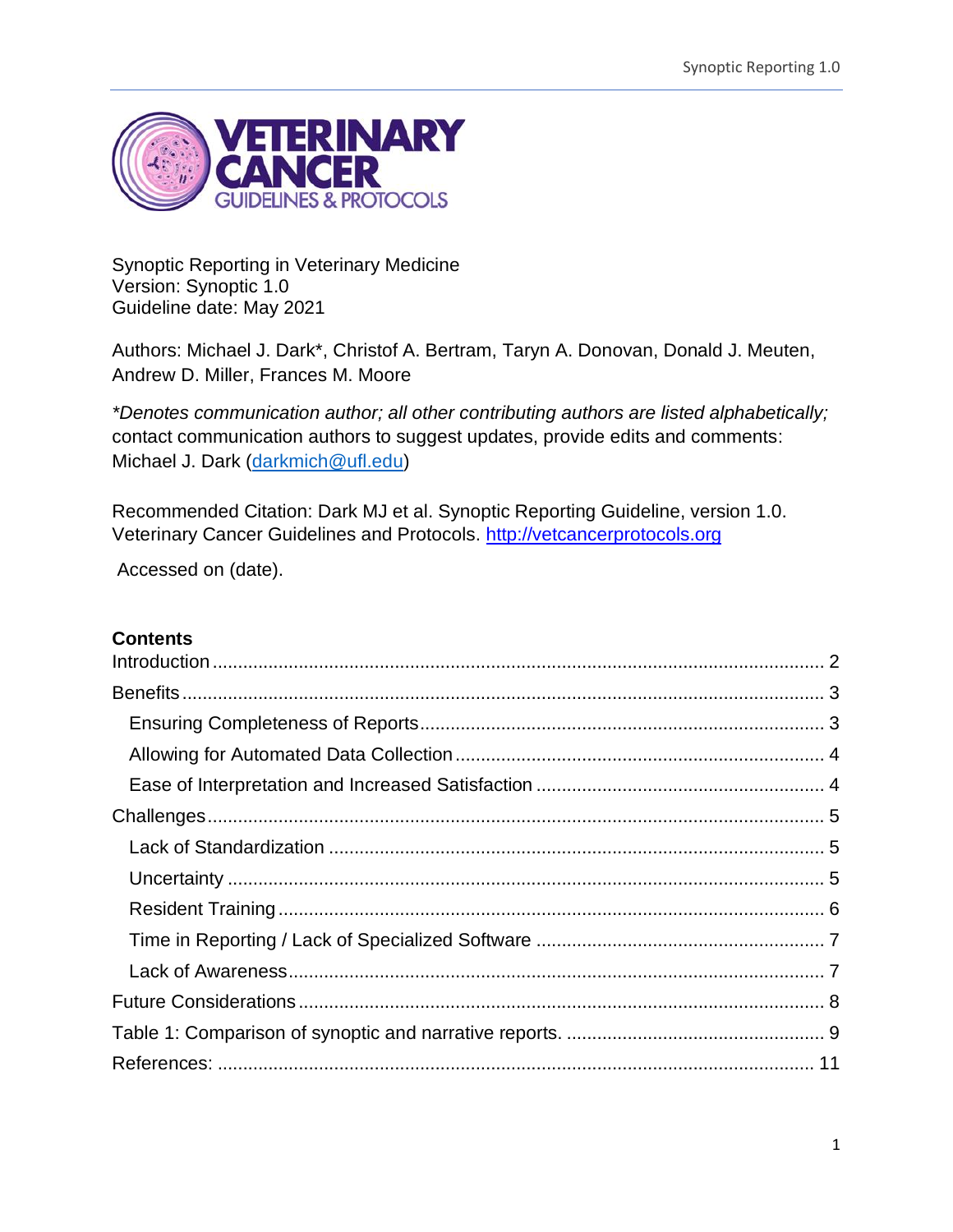**VETERINARY CANCER**
GUIDELINES & PROTOCOLS

Synoptic Reporting in Veterinary Medicine
Version: Synoptic 1.0
Guideline date: May 2021

Authors: Michael J. Dark*, Christof A. Bertram, Taryn A. Donovan, Donald J. Meuten, Andrew D. Miller, Frances M. Moore

*\*Denotes communication author; all other contributing authors are listed alphabetically;* contact communication authors to suggest updates, provide edits and comments: Michael J. Dark (darkmich@ufl.edu)

Recommended Citation: Dark MJ et al. Synoptic Reporting Guideline, version 1.0. Veterinary Cancer Guidelines and Protocols. http://vetcancerprotocols.org

Accessed on (date).

## Contents

- Introduction ........ 2
- Benefits ........ 3
  - Ensuring Completeness of Reports ........ 3
  - Allowing for Automated Data Collection ........ 4
  - Ease of Interpretation and Increased Satisfaction ........ 4
- Challenges ........ 5
  - Lack of Standardization ........ 5
  - Uncertainty ........ 5
  - Resident Training ........ 6
  - Time in Reporting / Lack of Specialized Software ........ 7
  - Lack of Awareness ........ 7
- Future Considerations ........ 8
- Table 1: Comparison of synoptic and narrative reports. ........ 9
- References: ........ 11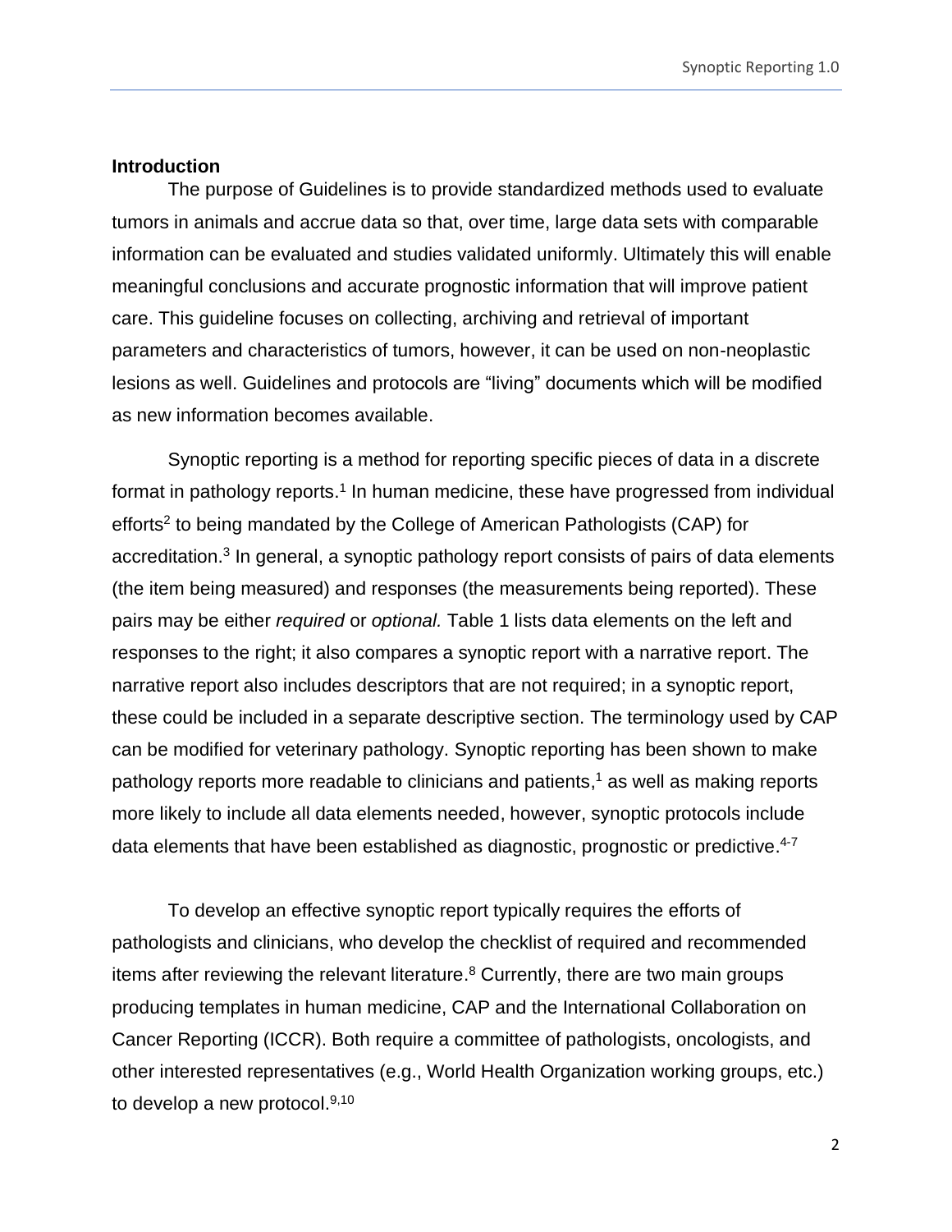## Introduction

The purpose of Guidelines is to provide standardized methods used to evaluate tumors in animals and accrue data so that, over time, large data sets with comparable information can be evaluated and studies validated uniformly. Ultimately this will enable meaningful conclusions and accurate prognostic information that will improve patient care. This guideline focuses on collecting, archiving and retrieval of important parameters and characteristics of tumors, however, it can be used on non-neoplastic lesions as well. Guidelines and protocols are "living" documents which will be modified as new information becomes available.

Synoptic reporting is a method for reporting specific pieces of data in a discrete format in pathology reports.[1] In human medicine, these have progressed from individual efforts[2] to being mandated by the College of American Pathologists (CAP) for accreditation.[3] In general, a synoptic pathology report consists of pairs of data elements (the item being measured) and responses (the measurements being reported). These pairs may be either *required* or *optional.* Table 1 lists data elements on the left and responses to the right; it also compares a synoptic report with a narrative report. The narrative report also includes descriptors that are not required; in a synoptic report, these could be included in a separate descriptive section. The terminology used by CAP can be modified for veterinary pathology. Synoptic reporting has been shown to make pathology reports more readable to clinicians and patients,[1] as well as making reports more likely to include all data elements needed, however, synoptic protocols include data elements that have been established as diagnostic, prognostic or predictive.[4-7]

To develop an effective synoptic report typically requires the efforts of pathologists and clinicians, who develop the checklist of required and recommended items after reviewing the relevant literature.[8] Currently, there are two main groups producing templates in human medicine, CAP and the International Collaboration on Cancer Reporting (ICCR). Both require a committee of pathologists, oncologists, and other interested representatives (e.g., World Health Organization working groups, etc.) to develop a new protocol.[9,10]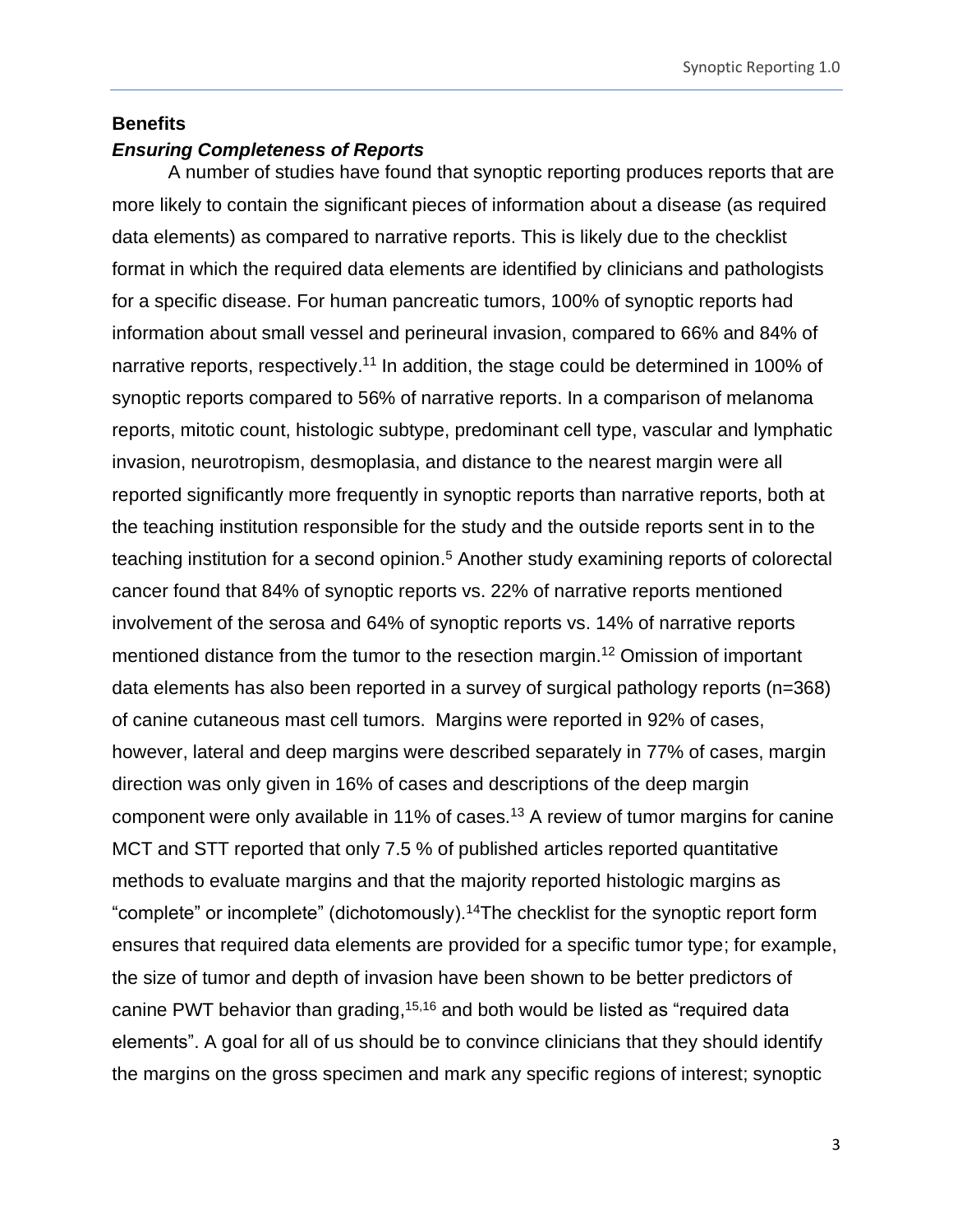## Benefits

### *Ensuring Completeness of Reports*

A number of studies have found that synoptic reporting produces reports that are more likely to contain the significant pieces of information about a disease (as required data elements) as compared to narrative reports. This is likely due to the checklist format in which the required data elements are identified by clinicians and pathologists for a specific disease. For human pancreatic tumors, 100% of synoptic reports had information about small vessel and perineural invasion, compared to 66% and 84% of narrative reports, respectively.[11] In addition, the stage could be determined in 100% of synoptic reports compared to 56% of narrative reports. In a comparison of melanoma reports, mitotic count, histologic subtype, predominant cell type, vascular and lymphatic invasion, neurotropism, desmoplasia, and distance to the nearest margin were all reported significantly more frequently in synoptic reports than narrative reports, both at the teaching institution responsible for the study and the outside reports sent in to the teaching institution for a second opinion.[5] Another study examining reports of colorectal cancer found that 84% of synoptic reports vs. 22% of narrative reports mentioned involvement of the serosa and 64% of synoptic reports vs. 14% of narrative reports mentioned distance from the tumor to the resection margin.[12] Omission of important data elements has also been reported in a survey of surgical pathology reports (n=368) of canine cutaneous mast cell tumors. Margins were reported in 92% of cases, however, lateral and deep margins were described separately in 77% of cases, margin direction was only given in 16% of cases and descriptions of the deep margin component were only available in 11% of cases.[13] A review of tumor margins for canine MCT and STT reported that only 7.5 % of published articles reported quantitative methods to evaluate margins and that the majority reported histologic margins as "complete" or incomplete" (dichotomously).[14]The checklist for the synoptic report form ensures that required data elements are provided for a specific tumor type; for example, the size of tumor and depth of invasion have been shown to be better predictors of canine PWT behavior than grading,[15,16] and both would be listed as "required data elements". A goal for all of us should be to convince clinicians that they should identify the margins on the gross specimen and mark any specific regions of interest; synoptic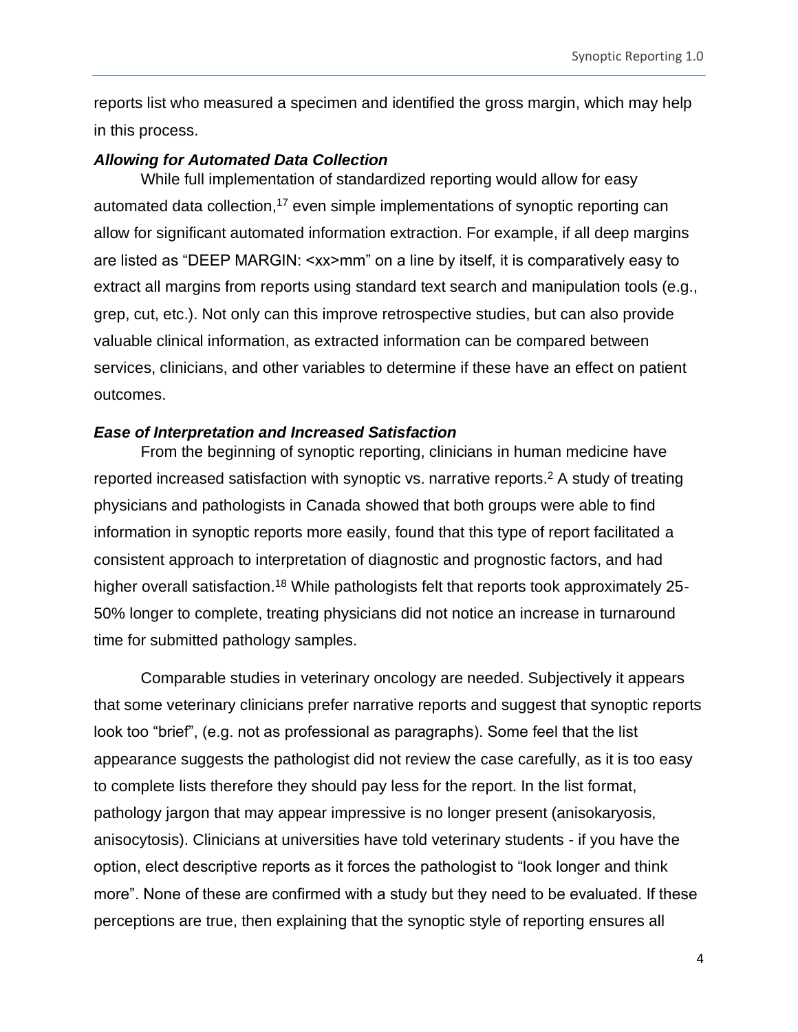reports list who measured a specimen and identified the gross margin, which may help in this process.

### ***Allowing for Automated Data Collection***

While full implementation of standardized reporting would allow for easy automated data collection,[17] even simple implementations of synoptic reporting can allow for significant automated information extraction. For example, if all deep margins are listed as "DEEP MARGIN: <xx>mm" on a line by itself, it is comparatively easy to extract all margins from reports using standard text search and manipulation tools (e.g., grep, cut, etc.). Not only can this improve retrospective studies, but can also provide valuable clinical information, as extracted information can be compared between services, clinicians, and other variables to determine if these have an effect on patient outcomes.

### ***Ease of Interpretation and Increased Satisfaction***

From the beginning of synoptic reporting, clinicians in human medicine have reported increased satisfaction with synoptic vs. narrative reports.[2] A study of treating physicians and pathologists in Canada showed that both groups were able to find information in synoptic reports more easily, found that this type of report facilitated a consistent approach to interpretation of diagnostic and prognostic factors, and had higher overall satisfaction.[18] While pathologists felt that reports took approximately 25-50% longer to complete, treating physicians did not notice an increase in turnaround time for submitted pathology samples.

Comparable studies in veterinary oncology are needed. Subjectively it appears that some veterinary clinicians prefer narrative reports and suggest that synoptic reports look too "brief", (e.g. not as professional as paragraphs). Some feel that the list appearance suggests the pathologist did not review the case carefully, as it is too easy to complete lists therefore they should pay less for the report. In the list format, pathology jargon that may appear impressive is no longer present (anisokaryosis, anisocytosis). Clinicians at universities have told veterinary students - if you have the option, elect descriptive reports as it forces the pathologist to "look longer and think more". None of these are confirmed with a study but they need to be evaluated. If these perceptions are true, then explaining that the synoptic style of reporting ensures all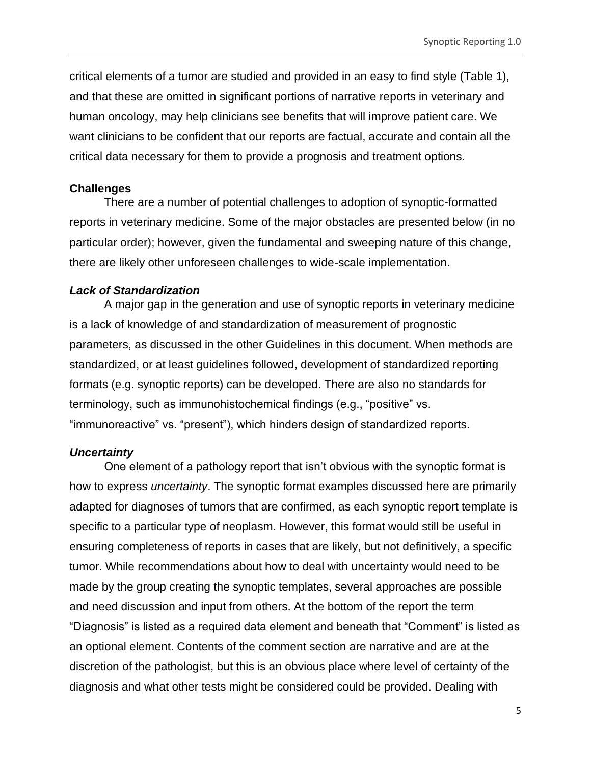critical elements of a tumor are studied and provided in an easy to find style (Table 1), and that these are omitted in significant portions of narrative reports in veterinary and human oncology, may help clinicians see benefits that will improve patient care. We want clinicians to be confident that our reports are factual, accurate and contain all the critical data necessary for them to provide a prognosis and treatment options.

**Challenges**

There are a number of potential challenges to adoption of synoptic-formatted reports in veterinary medicine. Some of the major obstacles are presented below (in no particular order); however, given the fundamental and sweeping nature of this change, there are likely other unforeseen challenges to wide-scale implementation.

***Lack of Standardization***

A major gap in the generation and use of synoptic reports in veterinary medicine is a lack of knowledge of and standardization of measurement of prognostic parameters, as discussed in the other Guidelines in this document. When methods are standardized, or at least guidelines followed, development of standardized reporting formats (e.g. synoptic reports) can be developed. There are also no standards for terminology, such as immunohistochemical findings (e.g., "positive" vs. "immunoreactive" vs. "present"), which hinders design of standardized reports.

***Uncertainty***

One element of a pathology report that isn't obvious with the synoptic format is how to express *uncertainty*. The synoptic format examples discussed here are primarily adapted for diagnoses of tumors that are confirmed, as each synoptic report template is specific to a particular type of neoplasm. However, this format would still be useful in ensuring completeness of reports in cases that are likely, but not definitively, a specific tumor. While recommendations about how to deal with uncertainty would need to be made by the group creating the synoptic templates, several approaches are possible and need discussion and input from others. At the bottom of the report the term "Diagnosis" is listed as a required data element and beneath that "Comment" is listed as an optional element. Contents of the comment section are narrative and are at the discretion of the pathologist, but this is an obvious place where level of certainty of the diagnosis and what other tests might be considered could be provided. Dealing with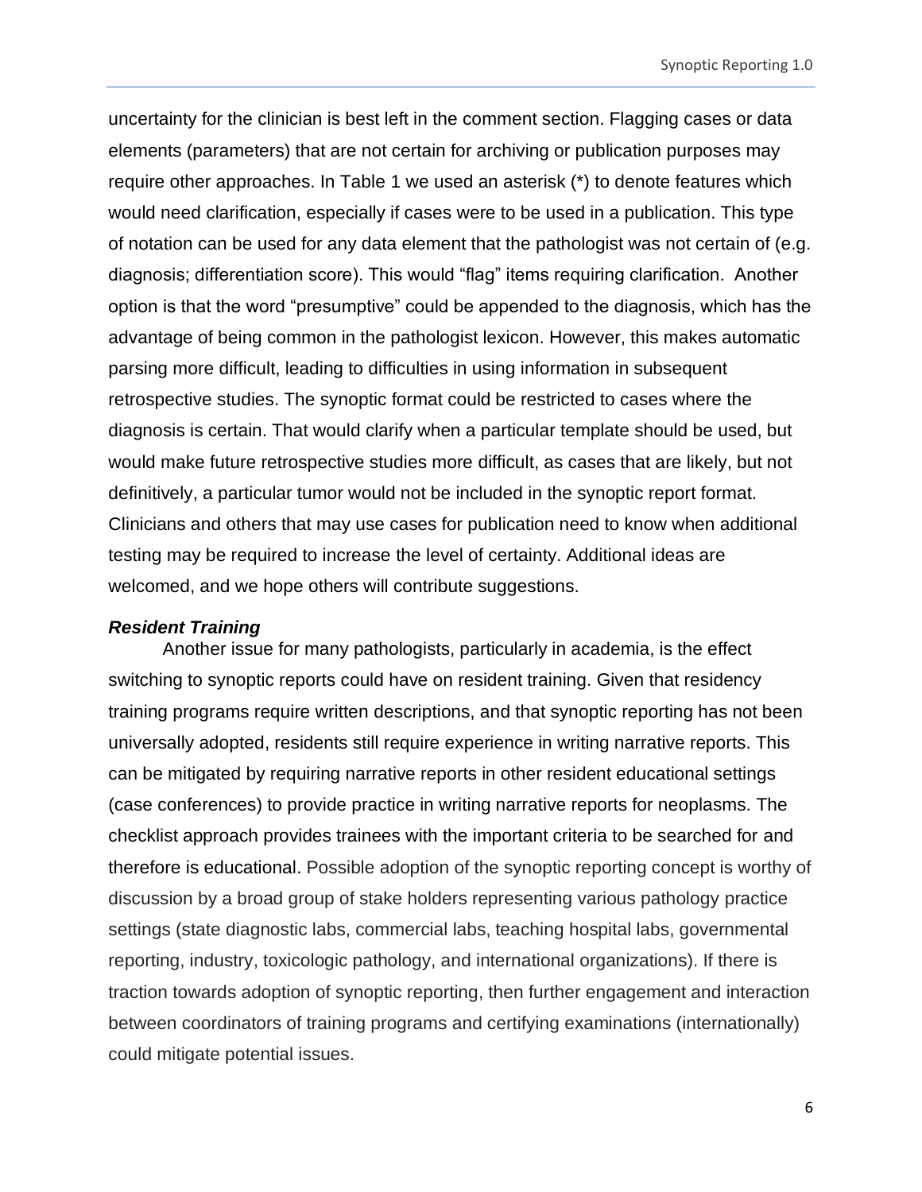uncertainty for the clinician is best left in the comment section. Flagging cases or data elements (parameters) that are not certain for archiving or publication purposes may require other approaches. In Table 1 we used an asterisk (*) to denote features which would need clarification, especially if cases were to be used in a publication. This type of notation can be used for any data element that the pathologist was not certain of (e.g. diagnosis; differentiation score). This would "flag" items requiring clarification. Another option is that the word "presumptive" could be appended to the diagnosis, which has the advantage of being common in the pathologist lexicon. However, this makes automatic parsing more difficult, leading to difficulties in using information in subsequent retrospective studies. The synoptic format could be restricted to cases where the diagnosis is certain. That would clarify when a particular template should be used, but would make future retrospective studies more difficult, as cases that are likely, but not definitively, a particular tumor would not be included in the synoptic report format. Clinicians and others that may use cases for publication need to know when additional testing may be required to increase the level of certainty. Additional ideas are welcomed, and we hope others will contribute suggestions.

### *Resident Training*

Another issue for many pathologists, particularly in academia, is the effect switching to synoptic reports could have on resident training. Given that residency training programs require written descriptions, and that synoptic reporting has not been universally adopted, residents still require experience in writing narrative reports. This can be mitigated by requiring narrative reports in other resident educational settings (case conferences) to provide practice in writing narrative reports for neoplasms. The checklist approach provides trainees with the important criteria to be searched for and therefore is educational. Possible adoption of the synoptic reporting concept is worthy of discussion by a broad group of stake holders representing various pathology practice settings (state diagnostic labs, commercial labs, teaching hospital labs, governmental reporting, industry, toxicologic pathology, and international organizations). If there is traction towards adoption of synoptic reporting, then further engagement and interaction between coordinators of training programs and certifying examinations (internationally) could mitigate potential issues.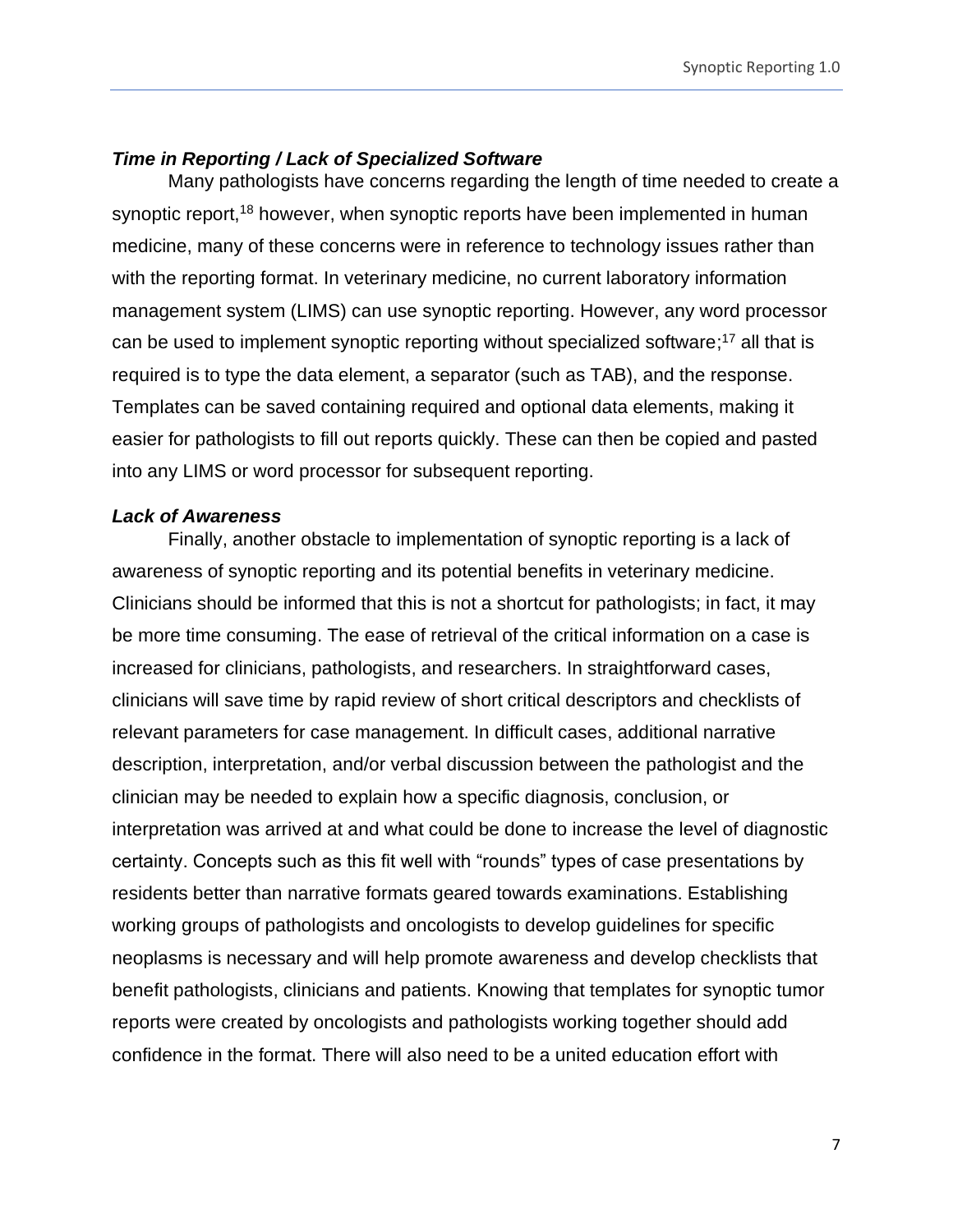### *Time in Reporting / Lack of Specialized Software*

Many pathologists have concerns regarding the length of time needed to create a synoptic report,[18] however, when synoptic reports have been implemented in human medicine, many of these concerns were in reference to technology issues rather than with the reporting format. In veterinary medicine, no current laboratory information management system (LIMS) can use synoptic reporting. However, any word processor can be used to implement synoptic reporting without specialized software;[17] all that is required is to type the data element, a separator (such as TAB), and the response. Templates can be saved containing required and optional data elements, making it easier for pathologists to fill out reports quickly. These can then be copied and pasted into any LIMS or word processor for subsequent reporting.

### *Lack of Awareness*

Finally, another obstacle to implementation of synoptic reporting is a lack of awareness of synoptic reporting and its potential benefits in veterinary medicine. Clinicians should be informed that this is not a shortcut for pathologists; in fact, it may be more time consuming. The ease of retrieval of the critical information on a case is increased for clinicians, pathologists, and researchers. In straightforward cases, clinicians will save time by rapid review of short critical descriptors and checklists of relevant parameters for case management. In difficult cases, additional narrative description, interpretation, and/or verbal discussion between the pathologist and the clinician may be needed to explain how a specific diagnosis, conclusion, or interpretation was arrived at and what could be done to increase the level of diagnostic certainty. Concepts such as this fit well with "rounds" types of case presentations by residents better than narrative formats geared towards examinations. Establishing working groups of pathologists and oncologists to develop guidelines for specific neoplasms is necessary and will help promote awareness and develop checklists that benefit pathologists, clinicians and patients. Knowing that templates for synoptic tumor reports were created by oncologists and pathologists working together should add confidence in the format. There will also need to be a united education effort with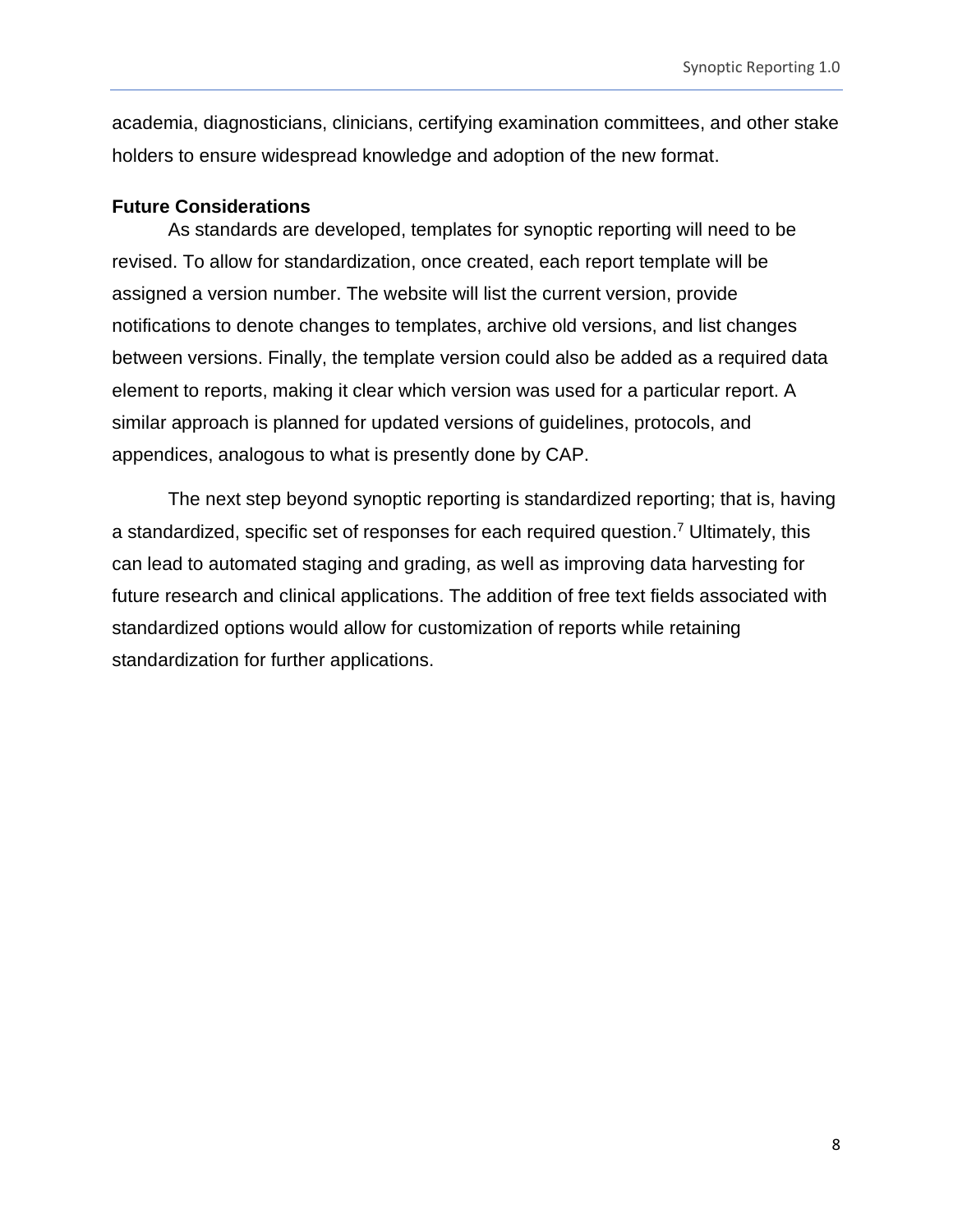academia, diagnosticians, clinicians, certifying examination committees, and other stake holders to ensure widespread knowledge and adoption of the new format.

**Future Considerations**

As standards are developed, templates for synoptic reporting will need to be revised. To allow for standardization, once created, each report template will be assigned a version number. The website will list the current version, provide notifications to denote changes to templates, archive old versions, and list changes between versions. Finally, the template version could also be added as a required data element to reports, making it clear which version was used for a particular report. A similar approach is planned for updated versions of guidelines, protocols, and appendices, analogous to what is presently done by CAP.

The next step beyond synoptic reporting is standardized reporting; that is, having a standardized, specific set of responses for each required question.[7] Ultimately, this can lead to automated staging and grading, as well as improving data harvesting for future research and clinical applications. The addition of free text fields associated with standardized options would allow for customization of reports while retaining standardization for further applications.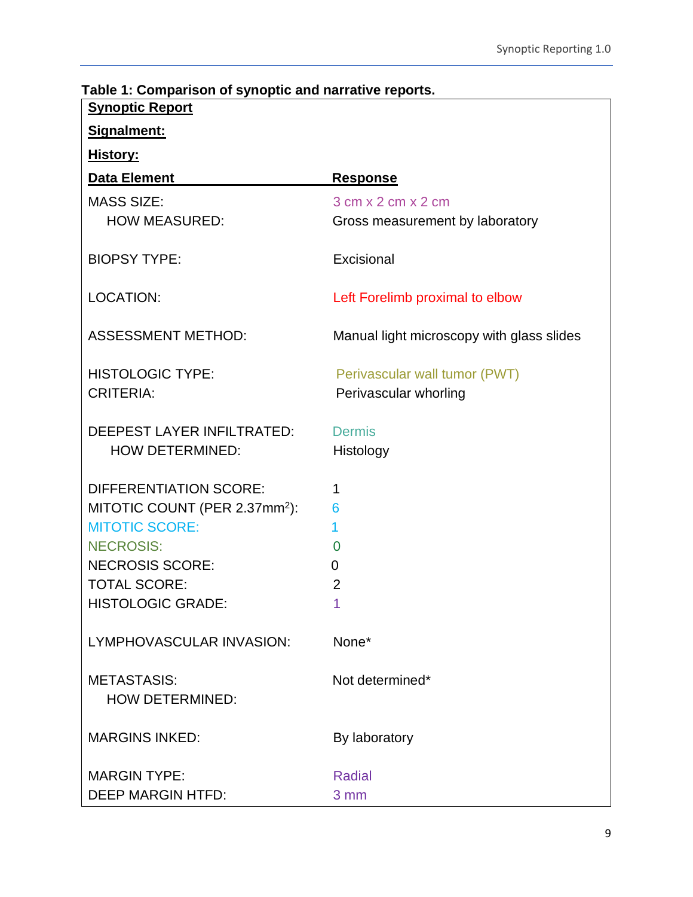**Table 1: Comparison of synoptic and narrative reports.**

**Synoptic Report**

**Signalment:**

**History:**

| Data Element | Response |
|---|---|
| MASS SIZE: | 3 cm x 2 cm x 2 cm |
| HOW MEASURED: | Gross measurement by laboratory |
| BIOPSY TYPE: | Excisional |
| LOCATION: | Left Forelimb proximal to elbow |
| ASSESSMENT METHOD: | Manual light microscopy with glass slides |
| HISTOLOGIC TYPE: | Perivascular wall tumor (PWT) |
| CRITERIA: | Perivascular whorling |
| DEEPEST LAYER INFILTRATED: | Dermis |
| HOW DETERMINED: | Histology |
| DIFFERENTIATION SCORE: | 1 |
| MITOTIC COUNT (PER 2.37mm$^2$): | 6 |
| MITOTIC SCORE: | 1 |
| NECROSIS: | 0 |
| NECROSIS SCORE: | 0 |
| TOTAL SCORE: | 2 |
| HISTOLOGIC GRADE: | 1 |
| LYMPHOVASCULAR INVASION: | None* |
| METASTASIS: | Not determined* |
| HOW DETERMINED: | |
| MARGINS INKED: | By laboratory |
| MARGIN TYPE: | Radial |
| DEEP MARGIN HTFD: | 3 mm |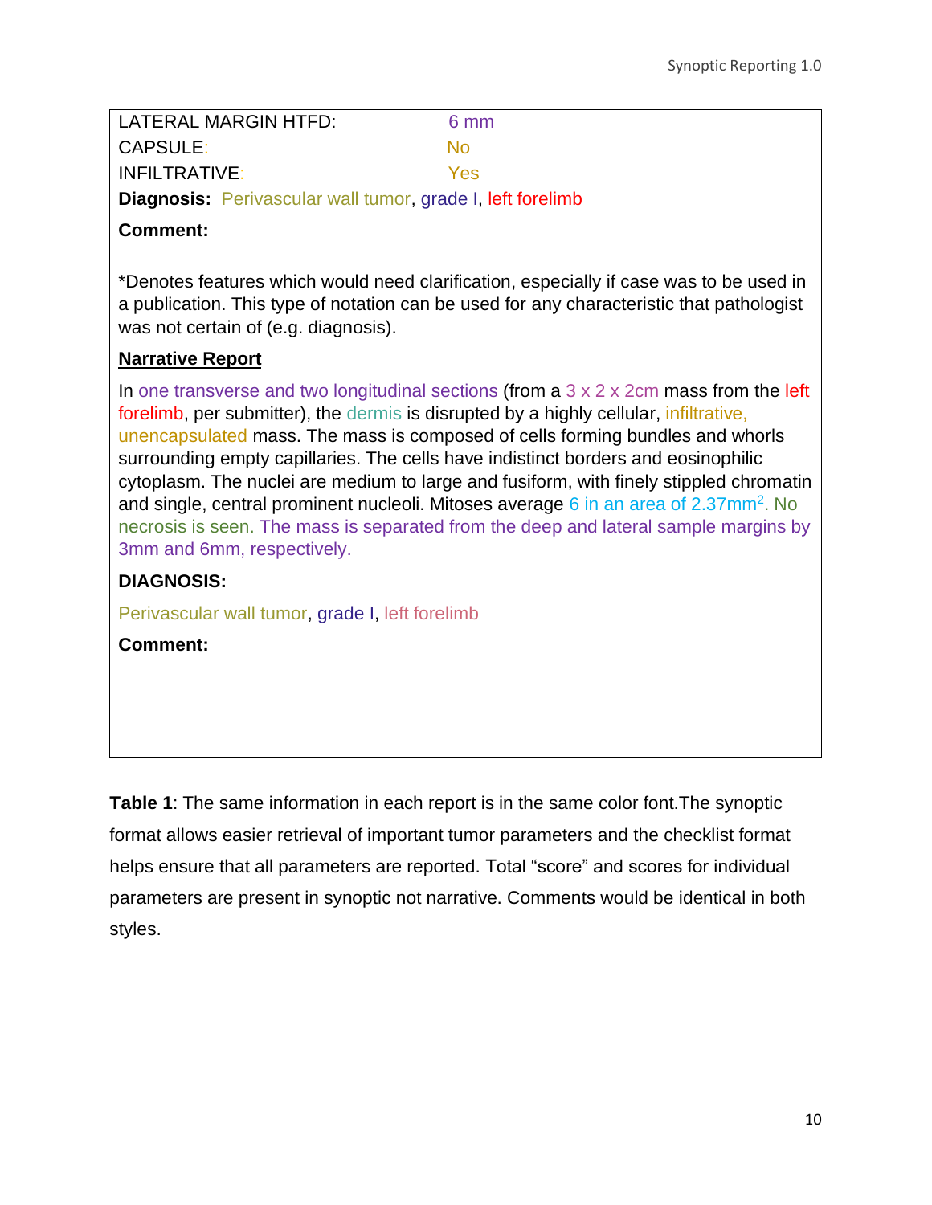LATERAL MARGIN HTFD: 6 mm

CAPSULE: No

INFILTRATIVE: Yes

**Diagnosis:** Perivascular wall tumor, grade I, left forelimb

**Comment:**

*Denotes features which would need clarification, especially if case was to be used in a publication. This type of notation can be used for any characteristic that pathologist was not certain of (e.g. diagnosis).

**Narrative Report**

In one transverse and two longitudinal sections (from a 3 x 2 x 2cm mass from the left forelimb, per submitter), the dermis is disrupted by a highly cellular, infiltrative, unencapsulated mass. The mass is composed of cells forming bundles and whorls surrounding empty capillaries. The cells have indistinct borders and eosinophilic cytoplasm. The nuclei are medium to large and fusiform, with finely stippled chromatin and single, central prominent nucleoli. Mitoses average 6 in an area of $2.37mm^2$. No necrosis is seen. The mass is separated from the deep and lateral sample margins by 3mm and 6mm, respectively.

**DIAGNOSIS:**

Perivascular wall tumor, grade I, left forelimb

**Comment:**

**Table 1**: The same information in each report is in the same color font.The synoptic format allows easier retrieval of important tumor parameters and the checklist format helps ensure that all parameters are reported. Total "score" and scores for individual parameters are present in synoptic not narrative. Comments would be identical in both styles.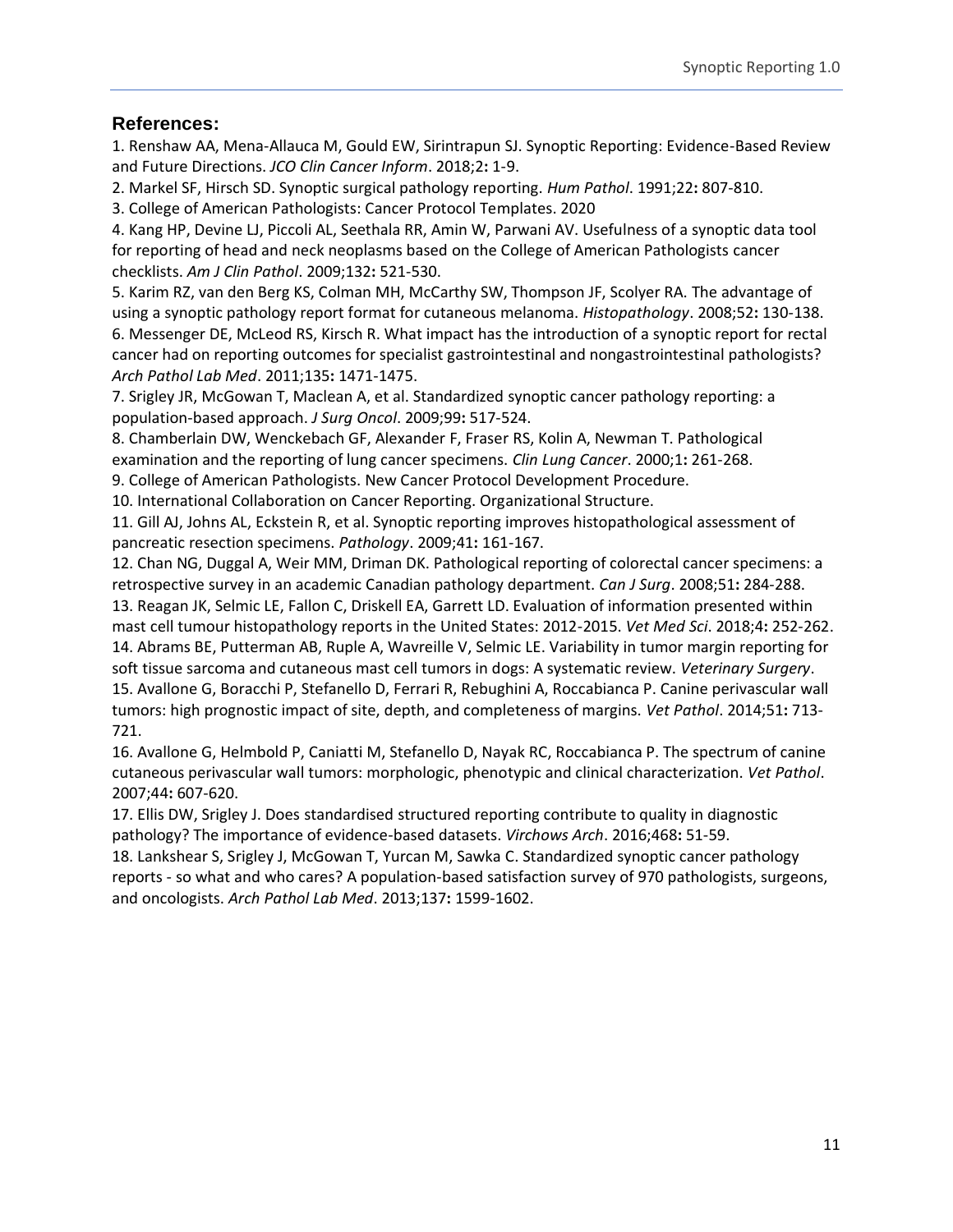## References:

1. Renshaw AA, Mena-Allauca M, Gould EW, Sirintrapun SJ. Synoptic Reporting: Evidence-Based Review and Future Directions. *JCO Clin Cancer Inform*. 2018;2**:** 1-9.
2. Markel SF, Hirsch SD. Synoptic surgical pathology reporting. *Hum Pathol*. 1991;22**:** 807-810.
3. College of American Pathologists: Cancer Protocol Templates. 2020
4. Kang HP, Devine LJ, Piccoli AL, Seethala RR, Amin W, Parwani AV. Usefulness of a synoptic data tool for reporting of head and neck neoplasms based on the College of American Pathologists cancer checklists. *Am J Clin Pathol*. 2009;132**:** 521-530.
5. Karim RZ, van den Berg KS, Colman MH, McCarthy SW, Thompson JF, Scolyer RA. The advantage of using a synoptic pathology report format for cutaneous melanoma. *Histopathology*. 2008;52**:** 130-138.
6. Messenger DE, McLeod RS, Kirsch R. What impact has the introduction of a synoptic report for rectal cancer had on reporting outcomes for specialist gastrointestinal and nongastrointestinal pathologists? *Arch Pathol Lab Med*. 2011;135**:** 1471-1475.
7. Srigley JR, McGowan T, Maclean A, et al. Standardized synoptic cancer pathology reporting: a population-based approach. *J Surg Oncol*. 2009;99**:** 517-524.
8. Chamberlain DW, Wenckebach GF, Alexander F, Fraser RS, Kolin A, Newman T. Pathological examination and the reporting of lung cancer specimens. *Clin Lung Cancer*. 2000;1**:** 261-268.
9. College of American Pathologists. New Cancer Protocol Development Procedure.
10. International Collaboration on Cancer Reporting. Organizational Structure.
11. Gill AJ, Johns AL, Eckstein R, et al. Synoptic reporting improves histopathological assessment of pancreatic resection specimens. *Pathology*. 2009;41**:** 161-167.
12. Chan NG, Duggal A, Weir MM, Driman DK. Pathological reporting of colorectal cancer specimens: a retrospective survey in an academic Canadian pathology department. *Can J Surg*. 2008;51**:** 284-288.
13. Reagan JK, Selmic LE, Fallon C, Driskell EA, Garrett LD. Evaluation of information presented within mast cell tumour histopathology reports in the United States: 2012-2015. *Vet Med Sci*. 2018;4**:** 252-262.
14. Abrams BE, Putterman AB, Ruple A, Wavreille V, Selmic LE. Variability in tumor margin reporting for soft tissue sarcoma and cutaneous mast cell tumors in dogs: A systematic review. *Veterinary Surgery*.
15. Avallone G, Boracchi P, Stefanello D, Ferrari R, Rebughini A, Roccabianca P. Canine perivascular wall tumors: high prognostic impact of site, depth, and completeness of margins. *Vet Pathol*. 2014;51**:** 713-721.
16. Avallone G, Helmbold P, Caniatti M, Stefanello D, Nayak RC, Roccabianca P. The spectrum of canine cutaneous perivascular wall tumors: morphologic, phenotypic and clinical characterization. *Vet Pathol*. 2007;44**:** 607-620.
17. Ellis DW, Srigley J. Does standardised structured reporting contribute to quality in diagnostic pathology? The importance of evidence-based datasets. *Virchows Arch*. 2016;468**:** 51-59.
18. Lankshear S, Srigley J, McGowan T, Yurcan M, Sawka C. Standardized synoptic cancer pathology reports - so what and who cares? A population-based satisfaction survey of 970 pathologists, surgeons, and oncologists. *Arch Pathol Lab Med*. 2013;137**:** 1599-1602.